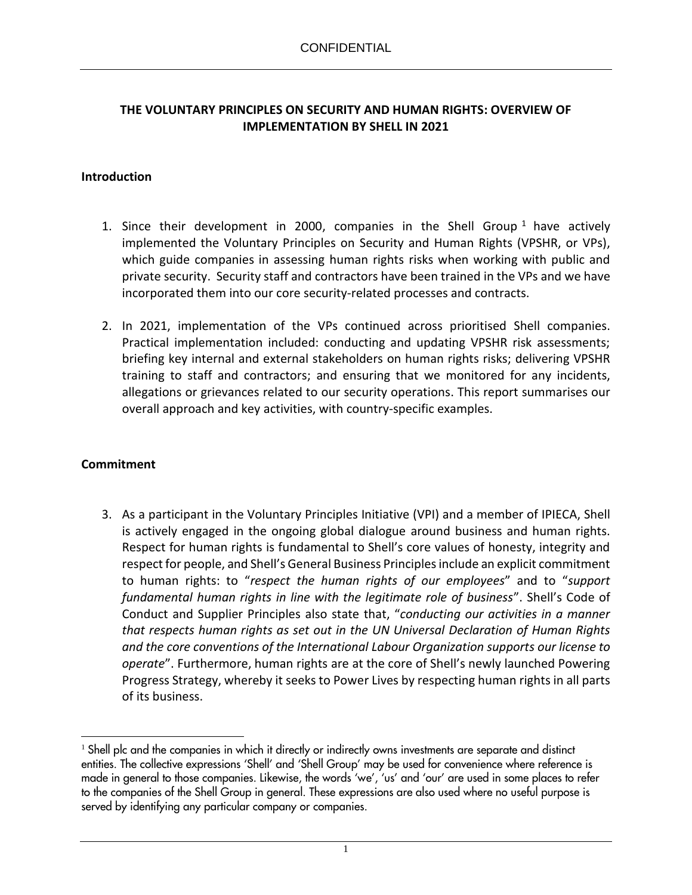CONFIDENTIAL

# THE VOLUNTARY PRINCIPLES ON SECURITY AND HUMAN RIGHTS: OVERVIEW OF IMPLEMENTATION BY SHELL IN 2021

## Introduction

1. Since their development in 2000, companies in the Shell Group [1] have actively implemented the Voluntary Principles on Security and Human Rights (VPSHR, or VPs), which guide companies in assessing human rights risks when working with public and private security. Security staff and contractors have been trained in the VPs and we have incorporated them into our core security-related processes and contracts.

2. In 2021, implementation of the VPs continued across prioritised Shell companies. Practical implementation included: conducting and updating VPSHR risk assessments; briefing key internal and external stakeholders on human rights risks; delivering VPSHR training to staff and contractors; and ensuring that we monitored for any incidents, allegations or grievances related to our security operations. This report summarises our overall approach and key activities, with country-specific examples.

## Commitment

3. As a participant in the Voluntary Principles Initiative (VPI) and a member of IPIECA, Shell is actively engaged in the ongoing global dialogue around business and human rights. Respect for human rights is fundamental to Shell's core values of honesty, integrity and respect for people, and Shell's General Business Principles include an explicit commitment to human rights: to "*respect the human rights of our employees*" and to "*support fundamental human rights in line with the legitimate role of business*". Shell's Code of Conduct and Supplier Principles also state that, "*conducting our activities in a manner that respects human rights as set out in the UN Universal Declaration of Human Rights and the core conventions of the International Labour Organization supports our license to operate*". Furthermore, human rights are at the core of Shell's newly launched Powering Progress Strategy, whereby it seeks to Power Lives by respecting human rights in all parts of its business.

---

[1] Shell plc and the companies in which it directly or indirectly owns investments are separate and distinct entities. The collective expressions 'Shell' and 'Shell Group' may be used for convenience where reference is made in general to those companies. Likewise, the words 'we', 'us' and 'our' are used in some places to refer to the companies of the Shell Group in general. These expressions are also used where no useful purpose is served by identifying any particular company or companies.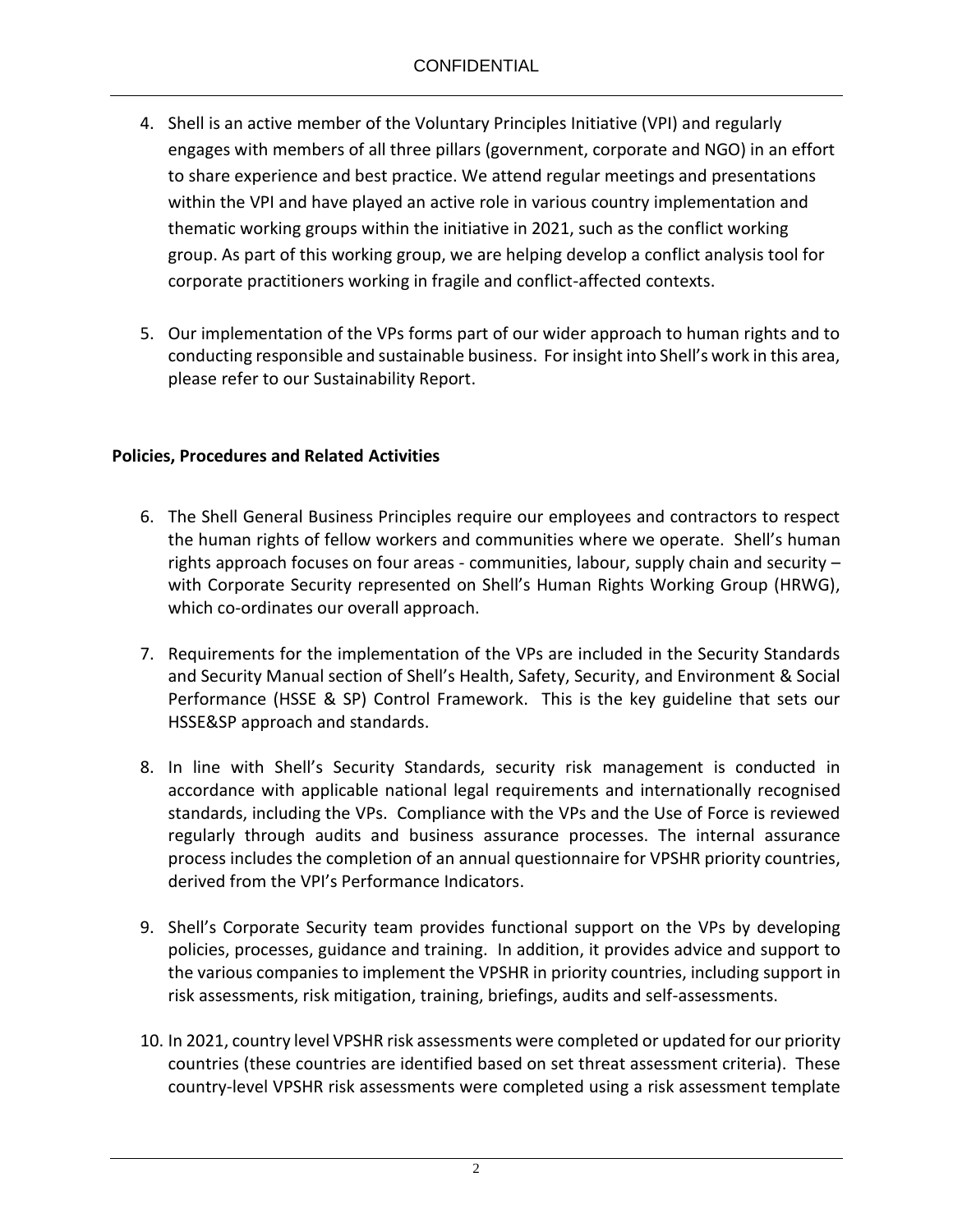4. Shell is an active member of the Voluntary Principles Initiative (VPI) and regularly engages with members of all three pillars (government, corporate and NGO) in an effort to share experience and best practice. We attend regular meetings and presentations within the VPI and have played an active role in various country implementation and thematic working groups within the initiative in 2021, such as the conflict working group. As part of this working group, we are helping develop a conflict analysis tool for corporate practitioners working in fragile and conflict-affected contexts.

5. Our implementation of the VPs forms part of our wider approach to human rights and to conducting responsible and sustainable business. For insight into Shell's work in this area, please refer to our Sustainability Report.

**Policies, Procedures and Related Activities**

6. The Shell General Business Principles require our employees and contractors to respect the human rights of fellow workers and communities where we operate. Shell's human rights approach focuses on four areas - communities, labour, supply chain and security – with Corporate Security represented on Shell's Human Rights Working Group (HRWG), which co-ordinates our overall approach.

7. Requirements for the implementation of the VPs are included in the Security Standards and Security Manual section of Shell's Health, Safety, Security, and Environment & Social Performance (HSSE & SP) Control Framework. This is the key guideline that sets our HSSE&SP approach and standards.

8. In line with Shell's Security Standards, security risk management is conducted in accordance with applicable national legal requirements and internationally recognised standards, including the VPs. Compliance with the VPs and the Use of Force is reviewed regularly through audits and business assurance processes. The internal assurance process includes the completion of an annual questionnaire for VPSHR priority countries, derived from the VPI's Performance Indicators.

9. Shell's Corporate Security team provides functional support on the VPs by developing policies, processes, guidance and training. In addition, it provides advice and support to the various companies to implement the VPSHR in priority countries, including support in risk assessments, risk mitigation, training, briefings, audits and self-assessments.

10. In 2021, country level VPSHR risk assessments were completed or updated for our priority countries (these countries are identified based on set threat assessment criteria). These country-level VPSHR risk assessments were completed using a risk assessment template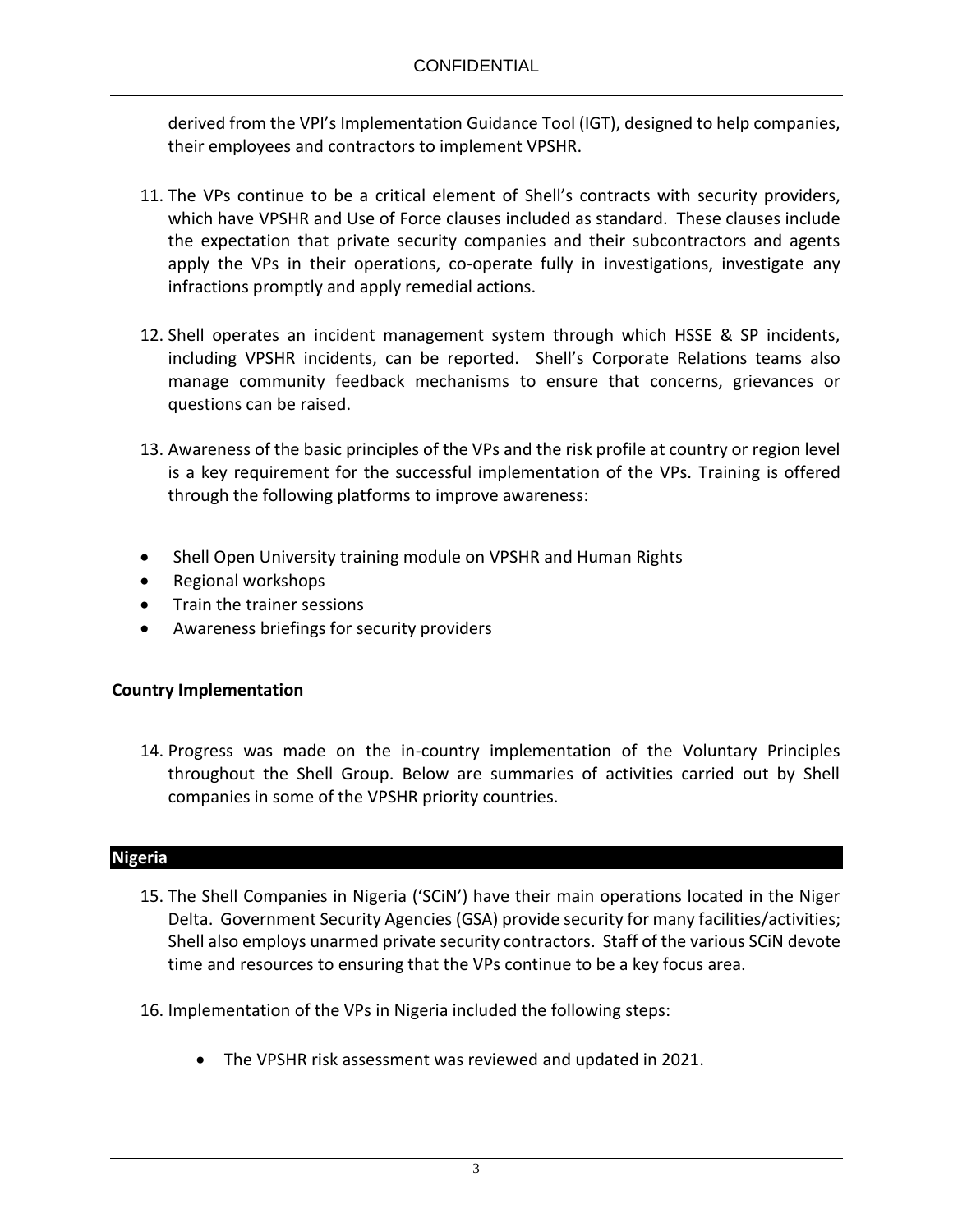derived from the VPI's Implementation Guidance Tool (IGT), designed to help companies, their employees and contractors to implement VPSHR.

11. The VPs continue to be a critical element of Shell's contracts with security providers, which have VPSHR and Use of Force clauses included as standard. These clauses include the expectation that private security companies and their subcontractors and agents apply the VPs in their operations, co-operate fully in investigations, investigate any infractions promptly and apply remedial actions.

12. Shell operates an incident management system through which HSSE & SP incidents, including VPSHR incidents, can be reported. Shell's Corporate Relations teams also manage community feedback mechanisms to ensure that concerns, grievances or questions can be raised.

13. Awareness of the basic principles of the VPs and the risk profile at country or region level is a key requirement for the successful implementation of the VPs. Training is offered through the following platforms to improve awareness:

- Shell Open University training module on VPSHR and Human Rights
- Regional workshops
- Train the trainer sessions
- Awareness briefings for security providers

**Country Implementation**

14. Progress was made on the in-country implementation of the Voluntary Principles throughout the Shell Group. Below are summaries of activities carried out by Shell companies in some of the VPSHR priority countries.

**Nigeria**

15. The Shell Companies in Nigeria ('SCiN') have their main operations located in the Niger Delta. Government Security Agencies (GSA) provide security for many facilities/activities; Shell also employs unarmed private security contractors. Staff of the various SCiN devote time and resources to ensuring that the VPs continue to be a key focus area.

16. Implementation of the VPs in Nigeria included the following steps:

    - The VPSHR risk assessment was reviewed and updated in 2021.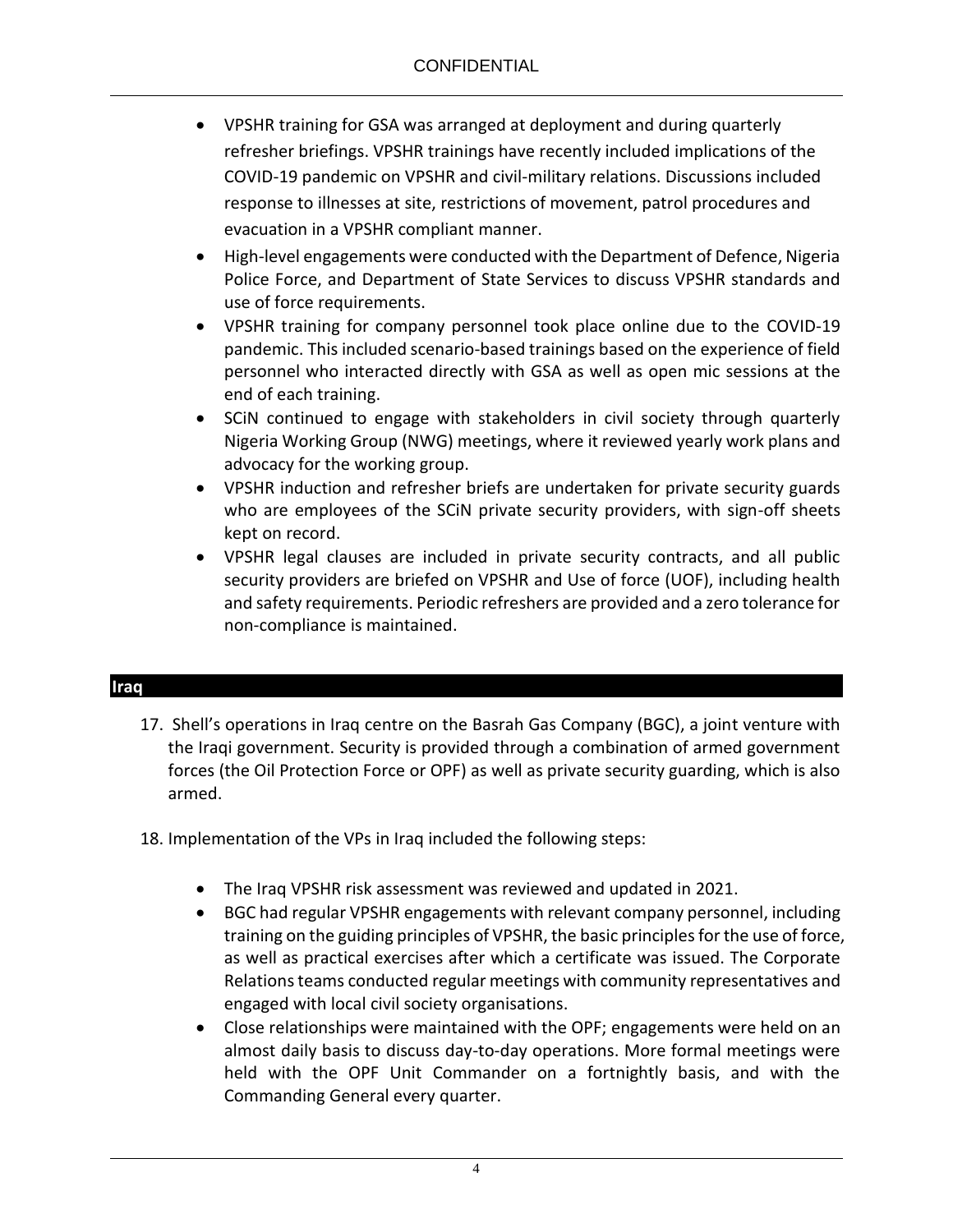- VPSHR training for GSA was arranged at deployment and during quarterly refresher briefings. VPSHR trainings have recently included implications of the COVID-19 pandemic on VPSHR and civil-military relations. Discussions included response to illnesses at site, restrictions of movement, patrol procedures and evacuation in a VPSHR compliant manner.
- High-level engagements were conducted with the Department of Defence, Nigeria Police Force, and Department of State Services to discuss VPSHR standards and use of force requirements.
- VPSHR training for company personnel took place online due to the COVID-19 pandemic. This included scenario-based trainings based on the experience of field personnel who interacted directly with GSA as well as open mic sessions at the end of each training.
- SCiN continued to engage with stakeholders in civil society through quarterly Nigeria Working Group (NWG) meetings, where it reviewed yearly work plans and advocacy for the working group.
- VPSHR induction and refresher briefs are undertaken for private security guards who are employees of the SCiN private security providers, with sign-off sheets kept on record.
- VPSHR legal clauses are included in private security contracts, and all public security providers are briefed on VPSHR and Use of force (UOF), including health and safety requirements. Periodic refreshers are provided and a zero tolerance for non-compliance is maintained.

## Iraq

17. Shell's operations in Iraq centre on the Basrah Gas Company (BGC), a joint venture with the Iraqi government. Security is provided through a combination of armed government forces (the Oil Protection Force or OPF) as well as private security guarding, which is also armed.

18. Implementation of the VPs in Iraq included the following steps:

    - The Iraq VPSHR risk assessment was reviewed and updated in 2021.
    - BGC had regular VPSHR engagements with relevant company personnel, including training on the guiding principles of VPSHR, the basic principles for the use of force, as well as practical exercises after which a certificate was issued. The Corporate Relations teams conducted regular meetings with community representatives and engaged with local civil society organisations.
    - Close relationships were maintained with the OPF; engagements were held on an almost daily basis to discuss day-to-day operations. More formal meetings were held with the OPF Unit Commander on a fortnightly basis, and with the Commanding General every quarter.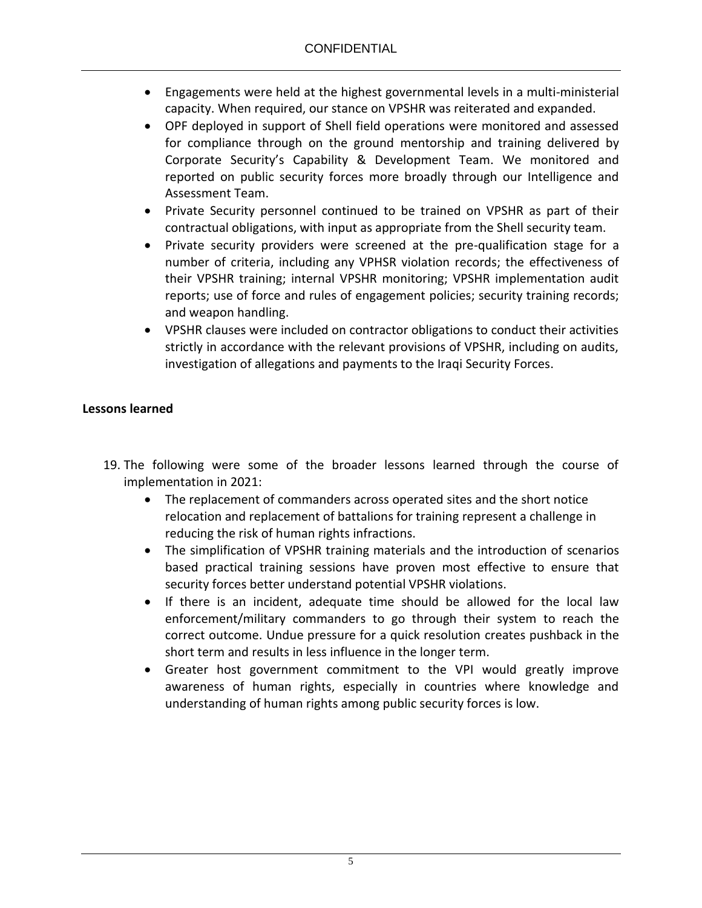- Engagements were held at the highest governmental levels in a multi-ministerial capacity. When required, our stance on VPSHR was reiterated and expanded.
- OPF deployed in support of Shell field operations were monitored and assessed for compliance through on the ground mentorship and training delivered by Corporate Security's Capability & Development Team. We monitored and reported on public security forces more broadly through our Intelligence and Assessment Team.
- Private Security personnel continued to be trained on VPSHR as part of their contractual obligations, with input as appropriate from the Shell security team.
- Private security providers were screened at the pre-qualification stage for a number of criteria, including any VPHSR violation records; the effectiveness of their VPSHR training; internal VPSHR monitoring; VPSHR implementation audit reports; use of force and rules of engagement policies; security training records; and weapon handling.
- VPSHR clauses were included on contractor obligations to conduct their activities strictly in accordance with the relevant provisions of VPSHR, including on audits, investigation of allegations and payments to the Iraqi Security Forces.

**Lessons learned**

19. The following were some of the broader lessons learned through the course of implementation in 2021:
    - The replacement of commanders across operated sites and the short notice relocation and replacement of battalions for training represent a challenge in reducing the risk of human rights infractions.
    - The simplification of VPSHR training materials and the introduction of scenarios based practical training sessions have proven most effective to ensure that security forces better understand potential VPSHR violations.
    - If there is an incident, adequate time should be allowed for the local law enforcement/military commanders to go through their system to reach the correct outcome. Undue pressure for a quick resolution creates pushback in the short term and results in less influence in the longer term.
    - Greater host government commitment to the VPI would greatly improve awareness of human rights, especially in countries where knowledge and understanding of human rights among public security forces is low.